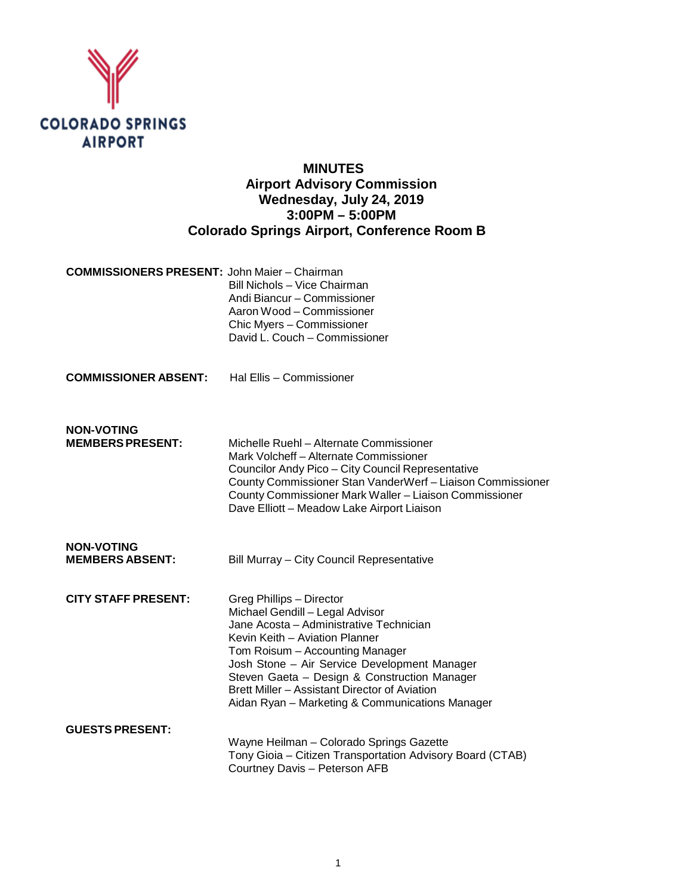COLORADO SPRINGS AIRPORT

# MINUTES
## Airport Advisory Commission
## Wednesday, July 24, 2019
## 3:00PM – 5:00PM
## Colorado Springs Airport, Conference Room B

**COMMISSIONERS PRESENT:**
John Maier – Chairman
Bill Nichols – Vice Chairman
Andi Biancur – Commissioner
Aaron Wood – Commissioner
Chic Myers – Commissioner
David L. Couch – Commissioner

**COMMISSIONER ABSENT:**
Hal Ellis – Commissioner

**NON-VOTING MEMBERS PRESENT:**
Michelle Ruehl – Alternate Commissioner
Mark Volcheff – Alternate Commissioner
Councilor Andy Pico – City Council Representative
County Commissioner Stan VanderWerf – Liaison Commissioner
County Commissioner Mark Waller – Liaison Commissioner
Dave Elliott – Meadow Lake Airport Liaison

**NON-VOTING MEMBERS ABSENT:**
Bill Murray – City Council Representative

**CITY STAFF PRESENT:**
Greg Phillips – Director
Michael Gendill – Legal Advisor
Jane Acosta – Administrative Technician
Kevin Keith – Aviation Planner
Tom Roisum – Accounting Manager
Josh Stone – Air Service Development Manager
Steven Gaeta – Design & Construction Manager
Brett Miller – Assistant Director of Aviation
Aidan Ryan – Marketing & Communications Manager

**GUESTS PRESENT:**
Wayne Heilman – Colorado Springs Gazette
Tony Gioia – Citizen Transportation Advisory Board (CTAB)
Courtney Davis – Peterson AFB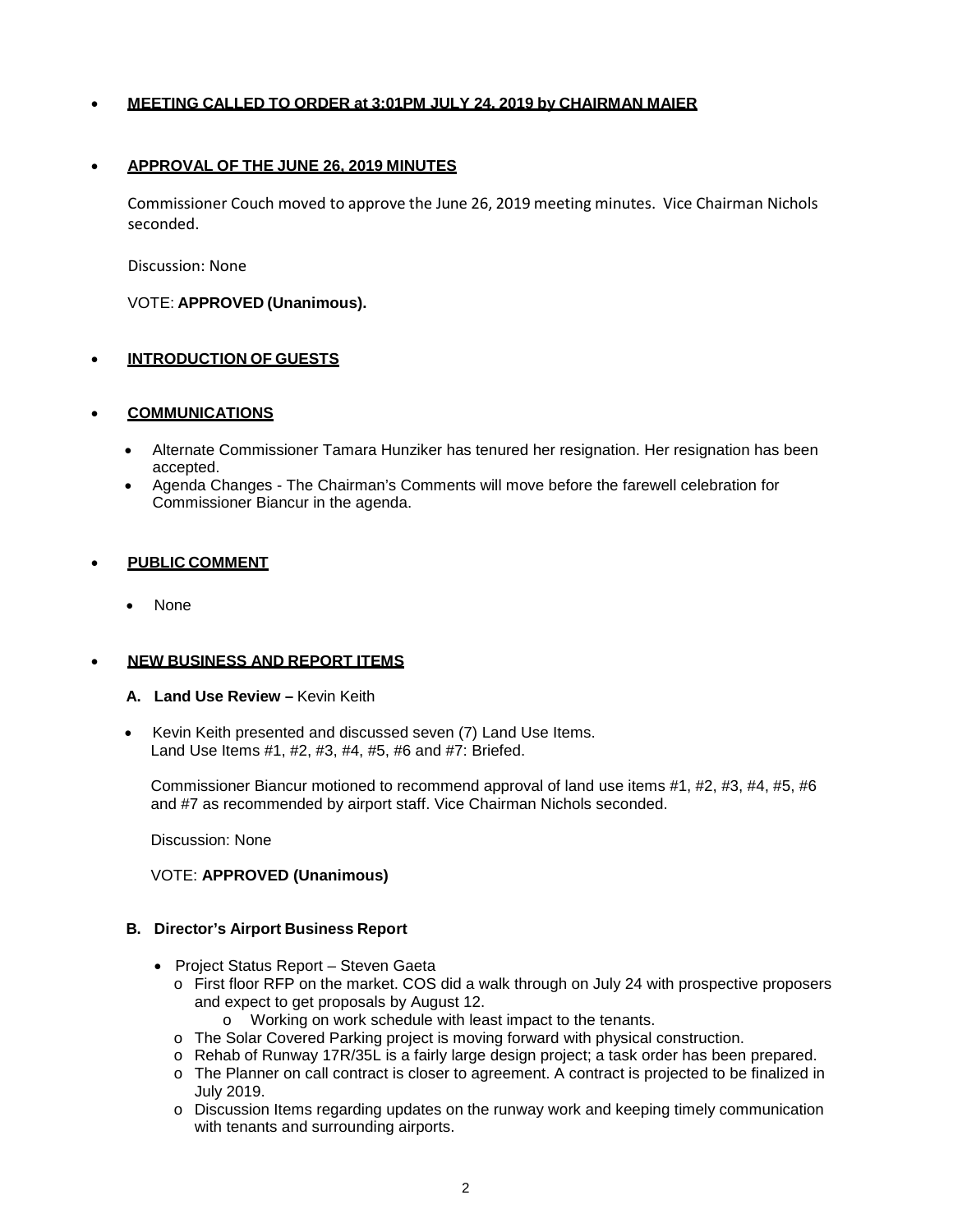- **MEETING CALLED TO ORDER at 3:01PM JULY 24, 2019 by CHAIRMAN MAIER**

- **APPROVAL OF THE JUNE 26, 2019 MINUTES**

  Commissioner Couch moved to approve the June 26, 2019 meeting minutes. Vice Chairman Nichols seconded.

  Discussion: None

  VOTE: **APPROVED (Unanimous).**

- **INTRODUCTION OF GUESTS**

- **COMMUNICATIONS**

  - Alternate Commissioner Tamara Hunziker has tenured her resignation. Her resignation has been accepted.
  - Agenda Changes - The Chairman's Comments will move before the farewell celebration for Commissioner Biancur in the agenda.

- **PUBLIC COMMENT**

  - None

- **NEW BUSINESS AND REPORT ITEMS**

  **A. Land Use Review –** Kevin Keith

  - Kevin Keith presented and discussed seven (7) Land Use Items.
    Land Use Items #1, #2, #3, #4, #5, #6 and #7: Briefed.

  Commissioner Biancur motioned to recommend approval of land use items #1, #2, #3, #4, #5, #6 and #7 as recommended by airport staff. Vice Chairman Nichols seconded.

  Discussion: None

  VOTE: **APPROVED (Unanimous)**

  **B. Director's Airport Business Report**

  - Project Status Report – Steven Gaeta
    - First floor RFP on the market. COS did a walk through on July 24 with prospective proposers and expect to get proposals by August 12.
      - Working on work schedule with least impact to the tenants.
    - The Solar Covered Parking project is moving forward with physical construction.
    - Rehab of Runway 17R/35L is a fairly large design project; a task order has been prepared.
    - The Planner on call contract is closer to agreement. A contract is projected to be finalized in July 2019.
    - Discussion Items regarding updates on the runway work and keeping timely communication with tenants and surrounding airports.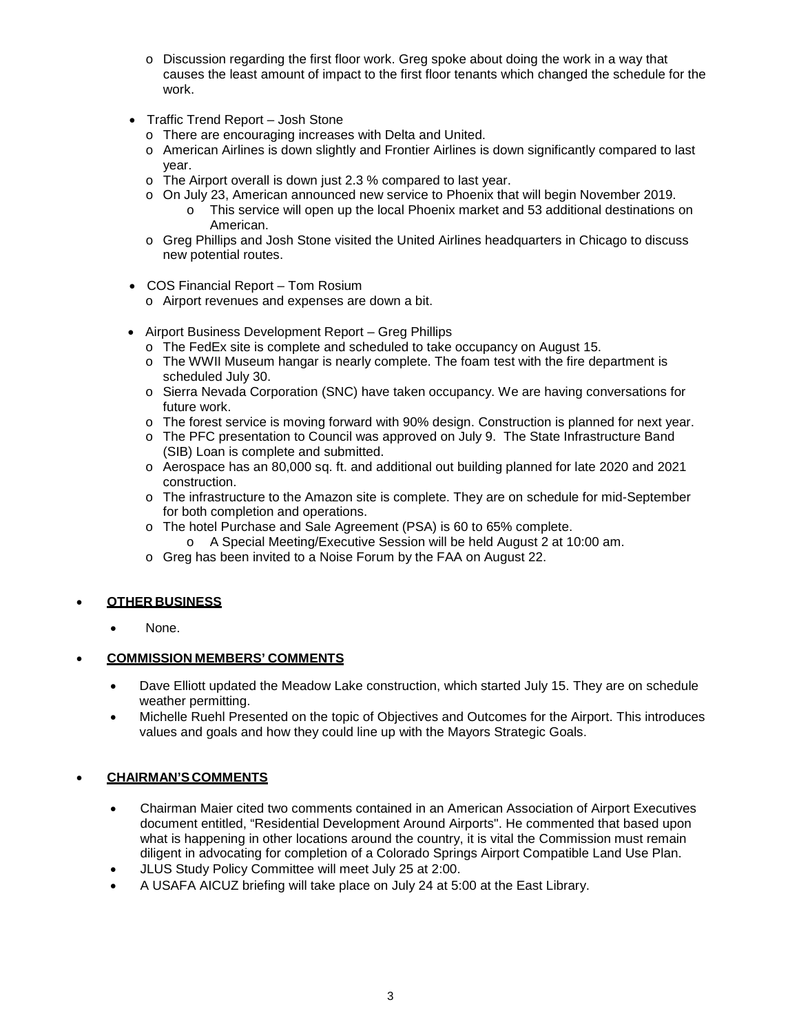- Discussion regarding the first floor work. Greg spoke about doing the work in a way that causes the least amount of impact to the first floor tenants which changed the schedule for the work.

- Traffic Trend Report – Josh Stone
  - There are encouraging increases with Delta and United.
  - American Airlines is down slightly and Frontier Airlines is down significantly compared to last year.
  - The Airport overall is down just 2.3 % compared to last year.
  - On July 23, American announced new service to Phoenix that will begin November 2019.
    - This service will open up the local Phoenix market and 53 additional destinations on American.
  - Greg Phillips and Josh Stone visited the United Airlines headquarters in Chicago to discuss new potential routes.

- COS Financial Report – Tom Rosium
  - Airport revenues and expenses are down a bit.

- Airport Business Development Report – Greg Phillips
  - The FedEx site is complete and scheduled to take occupancy on August 15.
  - The WWII Museum hangar is nearly complete. The foam test with the fire department is scheduled July 30.
  - Sierra Nevada Corporation (SNC) have taken occupancy. We are having conversations for future work.
  - The forest service is moving forward with 90% design. Construction is planned for next year.
  - The PFC presentation to Council was approved on July 9. The State Infrastructure Band (SIB) Loan is complete and submitted.
  - Aerospace has an 80,000 sq. ft. and additional out building planned for late 2020 and 2021 construction.
  - The infrastructure to the Amazon site is complete. They are on schedule for mid-September for both completion and operations.
  - The hotel Purchase and Sale Agreement (PSA) is 60 to 65% complete.
    - A Special Meeting/Executive Session will be held August 2 at 10:00 am.
  - Greg has been invited to a Noise Forum by the FAA on August 22.

- **OTHER BUSINESS**
  - None.

- **COMMISSION MEMBERS' COMMENTS**
  - Dave Elliott updated the Meadow Lake construction, which started July 15. They are on schedule weather permitting.
  - Michelle Ruehl Presented on the topic of Objectives and Outcomes for the Airport. This introduces values and goals and how they could line up with the Mayors Strategic Goals.

- **CHAIRMAN'S COMMENTS**
  - Chairman Maier cited two comments contained in an American Association of Airport Executives document entitled, "Residential Development Around Airports". He commented that based upon what is happening in other locations around the country, it is vital the Commission must remain diligent in advocating for completion of a Colorado Springs Airport Compatible Land Use Plan.
  - JLUS Study Policy Committee will meet July 25 at 2:00.
  - A USAFA AICUZ briefing will take place on July 24 at 5:00 at the East Library.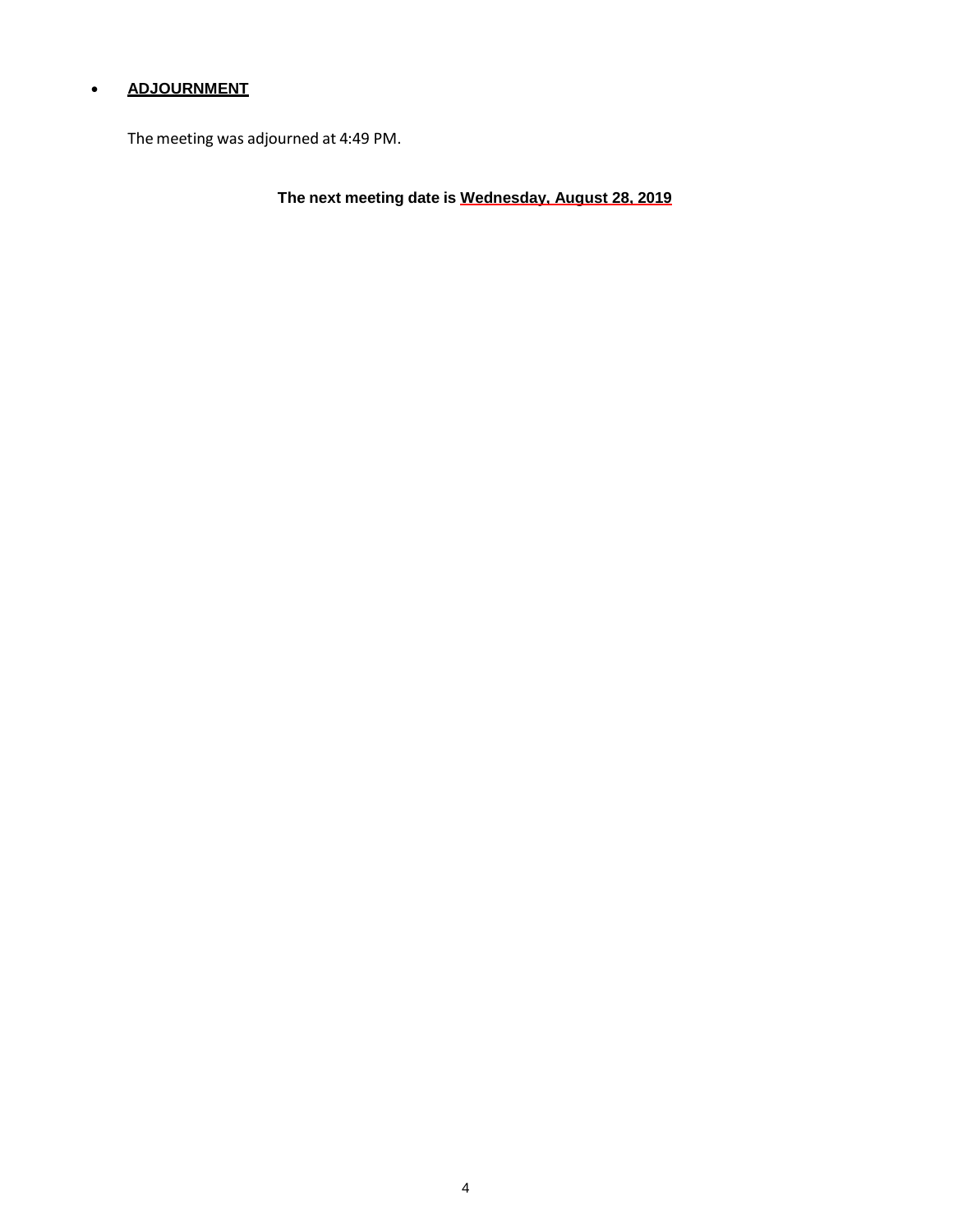- **ADJOURNMENT**

The meeting was adjourned at 4:49 PM.

**The next meeting date is Wednesday, August 28, 2019**